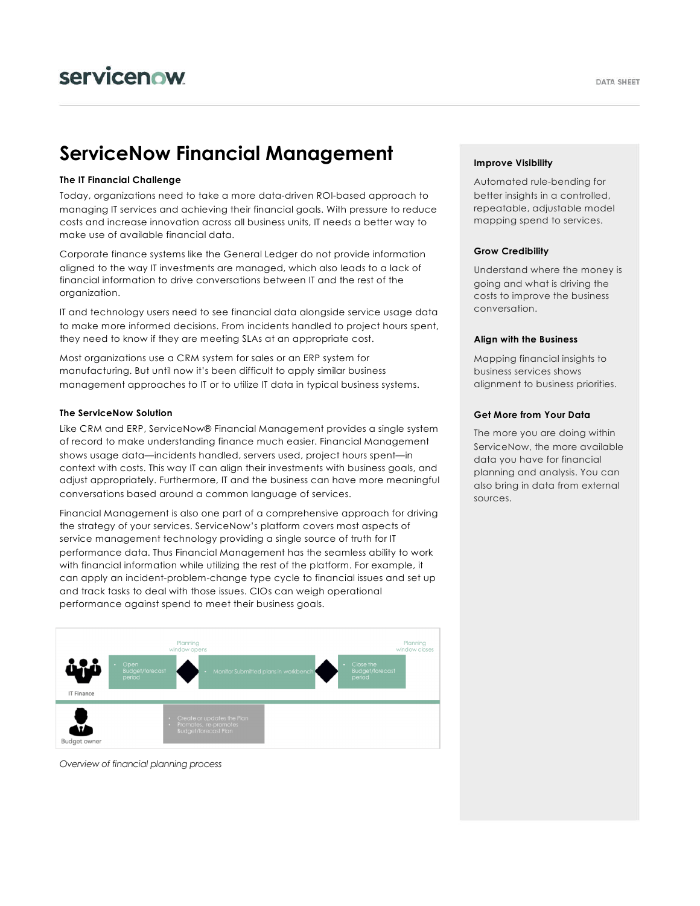# ServiceNow Financial Management

### The IT Financial Challenge

Today, organizations need to take a more data-driven ROI-based approach to managing IT services and achieving their financial goals. With pressure to reduce costs and increase innovation across all business units, IT needs a better way to make use of available financial data.

Corporate finance systems like the General Ledger do not provide information aligned to the way IT investments are managed, which also leads to a lack of financial information to drive conversations between IT and the rest of the organization.

IT and technology users need to see financial data alongside service usage data to make more informed decisions. From incidents handled to project hours spent, they need to know if they are meeting SLAs at an appropriate cost.

Most organizations use a CRM system for sales or an ERP system for manufacturing. But until now it's been difficult to apply similar business management approaches to IT or to utilize IT data in typical business systems.

### The ServiceNow Solution

Like CRM and ERP, ServiceNow® Financial Management provides a single system of record to make understanding finance much easier. Financial Management shows usage data—incidents handled, servers used, project hours spent—in context with costs. This way IT can align their investments with business goals, and adjust appropriately. Furthermore, IT and the business can have more meaningful conversations based around a common language of services.

Financial Management is also one part of a comprehensive approach for driving the strategy of your services. ServiceNow's platform covers most aspects of service management technology providing a single source of truth for IT performance data. Thus Financial Management has the seamless ability to work with financial information while utilizing the rest of the platform. For example, it can apply an incident-problem-change type cycle to financial issues and set up and track tasks to deal with those issues. CIOs can weigh operational performance against spend to meet their business goals.

Planning window opens | Planning window closes

IT Finance:
- Open Budget/forecast period
- Monitor Submitted plans in workbench
- Close the Budget/forecast period

Budget owner:
- Create or updates the Plan
- Promotes, re-promotes Budget/forecast Plan

*Overview of financial planning process*

### Improve Visibility

Automated rule-bending for better insights in a controlled, repeatable, adjustable model mapping spend to services.

### Grow Credibility

Understand where the money is going and what is driving the costs to improve the business conversation.

### Align with the Business

Mapping financial insights to business services shows alignment to business priorities.

### Get More from Your Data

The more you are doing within ServiceNow, the more available data you have for financial planning and analysis. You can also bring in data from external sources.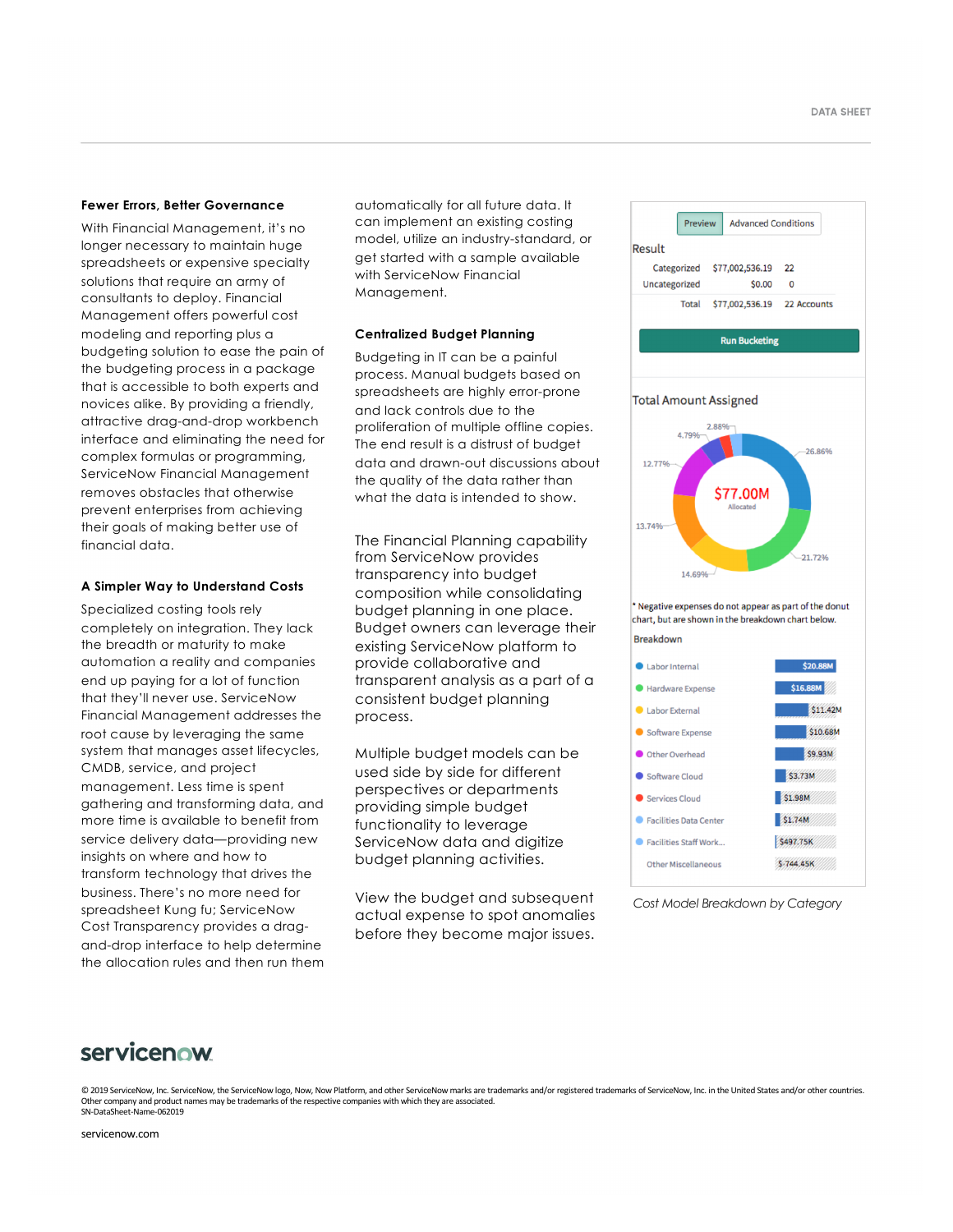### Fewer Errors, Better Governance

With Financial Management, it's no longer necessary to maintain huge spreadsheets or expensive specialty solutions that require an army of consultants to deploy. Financial Management offers powerful cost modeling and reporting plus a budgeting solution to ease the pain of the budgeting process in a package that is accessible to both experts and novices alike. By providing a friendly, attractive drag-and-drop workbench interface and eliminating the need for complex formulas or programming, ServiceNow Financial Management removes obstacles that otherwise prevent enterprises from achieving their goals of making better use of financial data.

### A Simpler Way to Understand Costs

Specialized costing tools rely completely on integration. They lack the breadth or maturity to make automation a reality and companies end up paying for a lot of function that they'll never use. ServiceNow Financial Management addresses the root cause by leveraging the same system that manages asset lifecycles, CMDB, service, and project management. Less time is spent gathering and transforming data, and more time is available to benefit from service delivery data—providing new insights on where and how to transform technology that drives the business. There's no more need for spreadsheet Kung fu; ServiceNow Cost Transparency provides a drag-and-drop interface to help determine the allocation rules and then run them automatically for all future data. It can implement an existing costing model, utilize an industry-standard, or get started with a sample available with ServiceNow Financial Management.

### Centralized Budget Planning

Budgeting in IT can be a painful process. Manual budgets based on spreadsheets are highly error-prone and lack controls due to the proliferation of multiple offline copies. The end result is a distrust of budget data and drawn-out discussions about the quality of the data rather than what the data is intended to show.

The Financial Planning capability from ServiceNow provides transparency into budget composition while consolidating budget planning in one place. Budget owners can leverage their existing ServiceNow platform to provide collaborative and transparent analysis as a part of a consistent budget planning process.

Multiple budget models can be used side by side for different perspectives or departments providing simple budget functionality to leverage ServiceNow data and digitize budget planning activities.

View the budget and subsequent actual expense to spot anomalies before they become major issues.

Preview
Advanced Conditions

Result

| | | |
|---|---|---|
| Categorized | $77,002,536.19 | 22 |
| Uncategorized | $0.00 | 0 |
| Total | $77,002,536.19 | 22 Accounts |

Run Bucketing

Total Amount Assigned

$77.00M
Allocated

26.86%
21.72%
14.69%
13.74%
12.77%
4.79%
2.88%

* Negative expenses do not appear as part of the donut chart, but are shown in the breakdown chart below.

Breakdown

Labor Internal $20.88M
Hardware Expense $16.88M
Labor External $11.42M
Software Expense $10.68M
Other Overhead $9.93M
Software Cloud $3.73M
Services Cloud $1.98M
Facilities Data Center $1.74M
Facilities Staff Work... $497.75K
Other Miscellaneous $-744.45K

*Cost Model Breakdown by Category*

© 2019 ServiceNow, Inc. ServiceNow, the ServiceNow logo, Now, Now Platform, and other ServiceNow marks are trademarks and/or registered trademarks of ServiceNow, Inc. in the United States and/or other countries. Other company and product names may be trademarks of the respective companies with which they are associated.
SN-DataSheet-Name-062019

servicenow.com